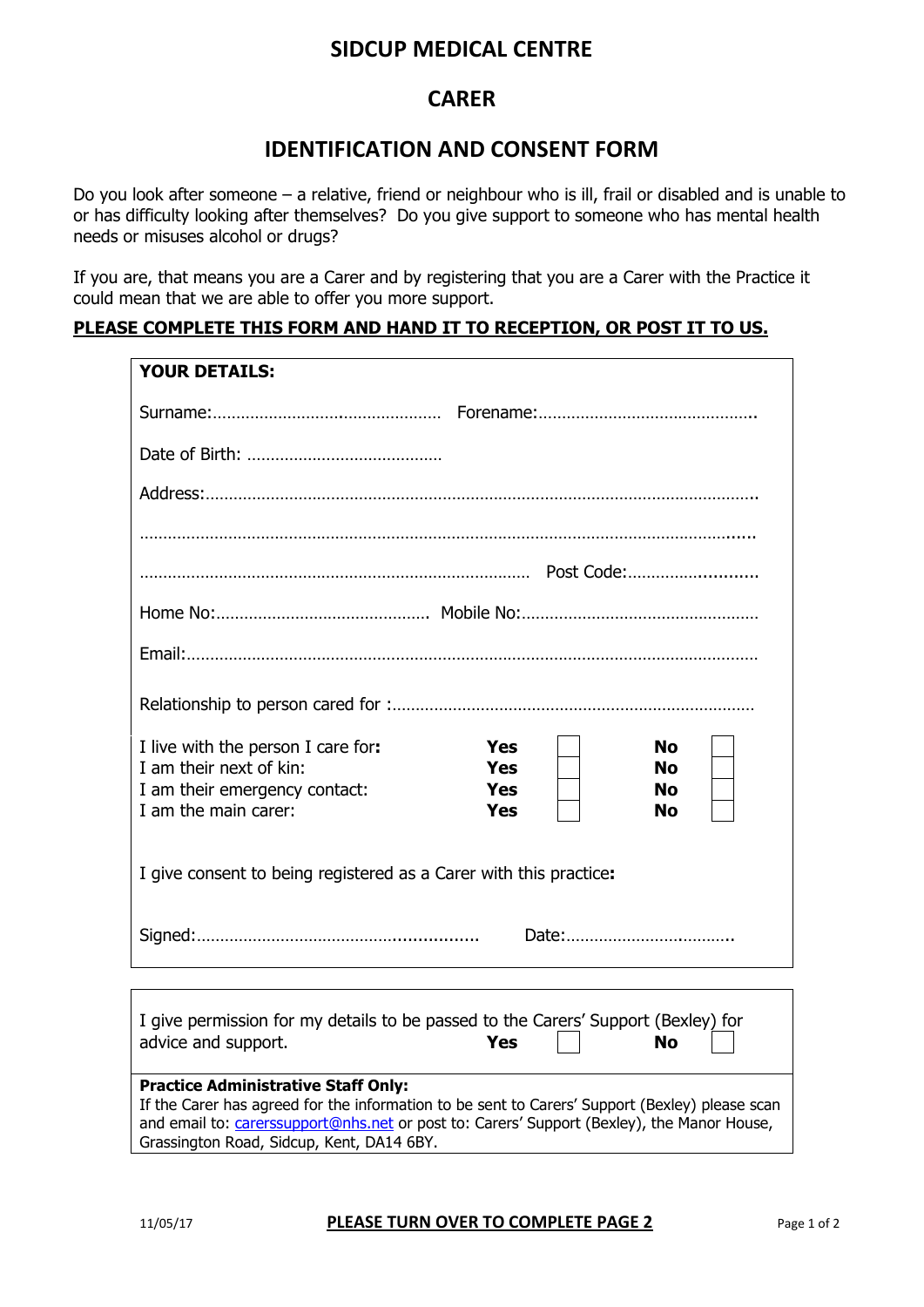# SIDCUP MEDICAL CENTRE

## CARER

## IDENTIFICATION AND CONSENT FORM

Do you look after someone – a relative, friend or neighbour who is ill, frail or disabled and is unable to or has difficulty looking after themselves? Do you give support to someone who has mental health needs or misuses alcohol or drugs?

If you are, that means you are a Carer and by registering that you are a Carer with the Practice it could mean that we are able to offer you more support.

**PLEASE COMPLETE THIS FORM AND HAND IT TO RECEPTION, OR POST IT TO US.**

**YOUR DETAILS:**

Surname:………………………………………… Forename:………………………………………..

Date of Birth: ……………………………………

Address:………………………………………………………………………………………………..

…………………………………………………………………………………………………………......

………………………………………………………………………… Post Code:………….............

Home No:……………………………………… Mobile No:……………………………………………

Email:……………………………………………………………………………………………………

Relationship to person cared for :……………………………………………………………………

| | Yes | | No | |
|---|---|---|---|---|
| I live with the person I care for**:** | **Yes** | ☐ | **No** | ☐ |
| I am their next of kin: | **Yes** | ☐ | **No** | ☐ |
| I am their emergency contact: | **Yes** | ☐ | **No** | ☐ |
| I am the main carer: | **Yes** | ☐ | **No** | ☐ |

I give consent to being registered as a Carer with this practice**:**

Signed:……………………………………................ Date:……………………………..

I give permission for my details to be passed to the Carers' Support (Bexley) for advice and support. **Yes** ☐ **No** ☐

**Practice Administrative Staff Only:**
If the Carer has agreed for the information to be sent to Carers' Support (Bexley) please scan and email to: carerssupport@nhs.net or post to: Carers' Support (Bexley), the Manor House, Grassington Road, Sidcup, Kent, DA14 6BY.

11/05/17

**PLEASE TURN OVER TO COMPLETE PAGE 2**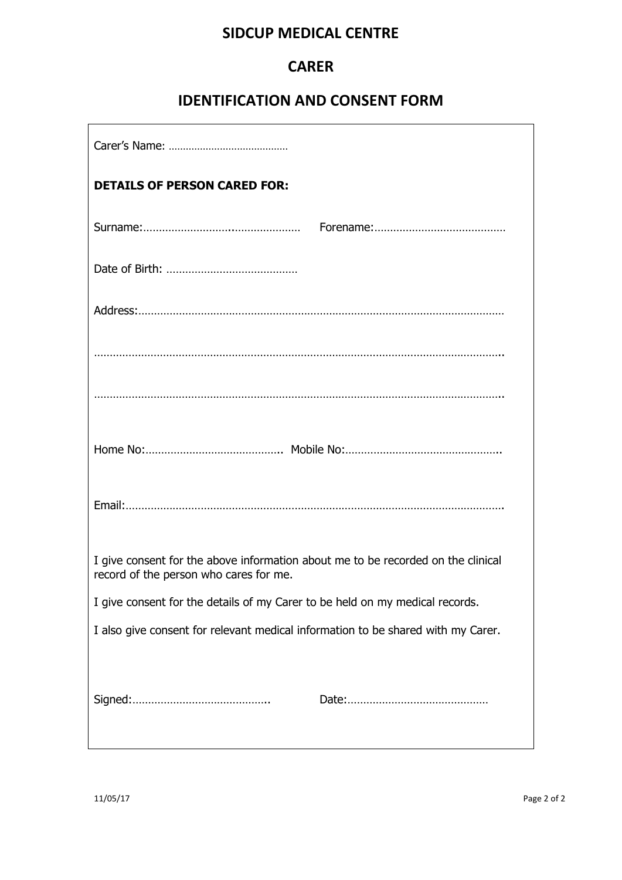# SIDCUP MEDICAL CENTRE

## CARER

## IDENTIFICATION AND CONSENT FORM

Carer's Name: ……………………………………

**DETAILS OF PERSON CARED FOR:**

Surname:……………………….………………… Forename:……………………………………

Date of Birth: ……………………………………

Address:……………………………………………………………………………………………………

…………………………………………………………………………………………………………………..

…………………………………………………………………………………………………………………..

Home No:…………………………………….. Mobile No:…………………………………………..

Email:………………………………………………………………………………………………………….

I give consent for the above information about me to be recorded on the clinical record of the person who cares for me.

I give consent for the details of my Carer to be held on my medical records.

I also give consent for relevant medical information to be shared with my Carer.

Signed:…………………………………….. Date:………………………………………

11/05/17